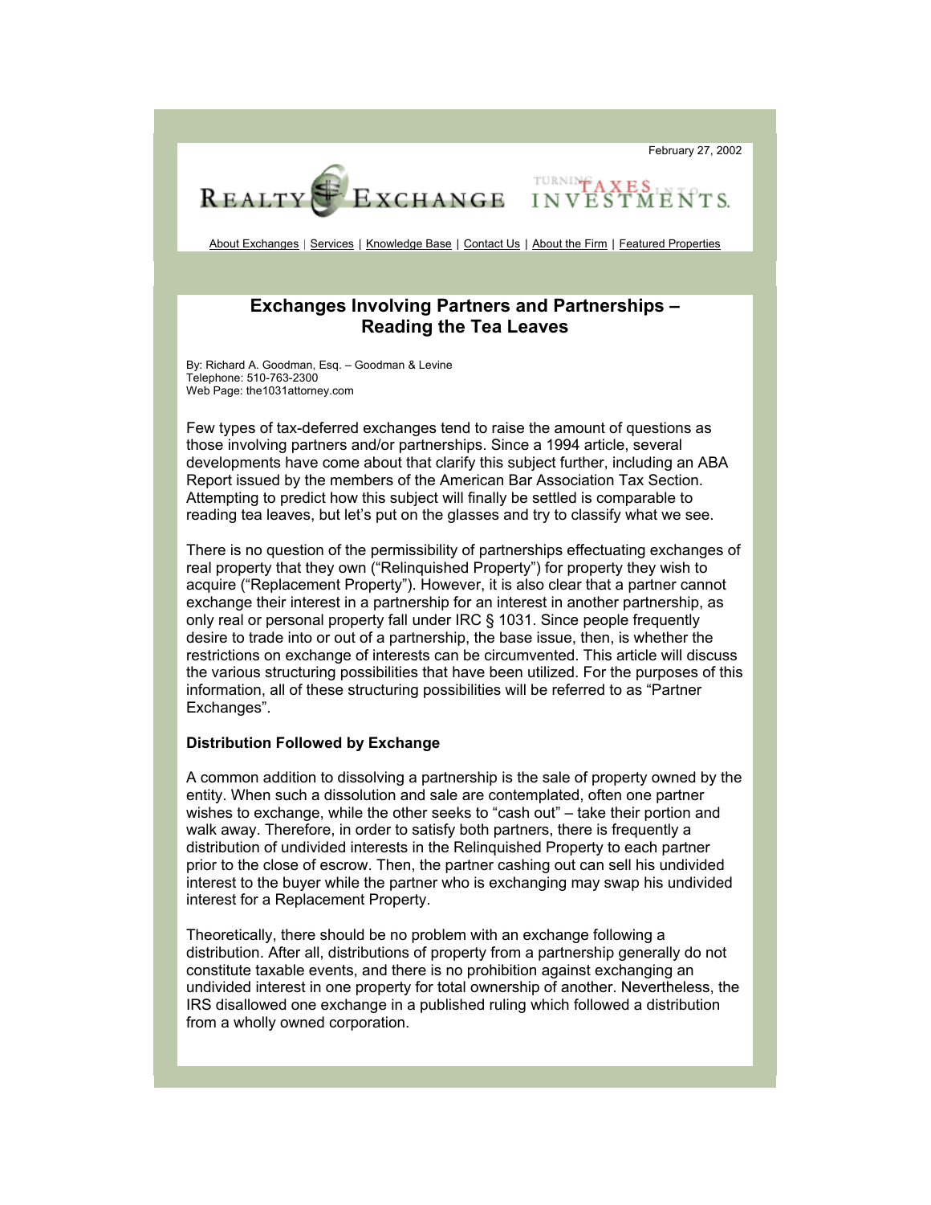February 27, 2002

REALTY EXCHANGE — TURNING TAXES INTO INVESTMENTS.

About Exchanges | Services | Knowledge Base | Contact Us | About the Firm | Featured Properties

# Exchanges Involving Partners and Partnerships – Reading the Tea Leaves

By: Richard A. Goodman, Esq. – Goodman & Levine
Telephone: 510-763-2300
Web Page: the1031attorney.com

Few types of tax-deferred exchanges tend to raise the amount of questions as those involving partners and/or partnerships. Since a 1994 article, several developments have come about that clarify this subject further, including an ABA Report issued by the members of the American Bar Association Tax Section. Attempting to predict how this subject will finally be settled is comparable to reading tea leaves, but let's put on the glasses and try to classify what we see.

There is no question of the permissibility of partnerships effectuating exchanges of real property that they own ("Relinquished Property") for property they wish to acquire ("Replacement Property"). However, it is also clear that a partner cannot exchange their interest in a partnership for an interest in another partnership, as only real or personal property fall under IRC § 1031. Since people frequently desire to trade into or out of a partnership, the base issue, then, is whether the restrictions on exchange of interests can be circumvented. This article will discuss the various structuring possibilities that have been utilized. For the purposes of this information, all of these structuring possibilities will be referred to as "Partner Exchanges".

### Distribution Followed by Exchange

A common addition to dissolving a partnership is the sale of property owned by the entity. When such a dissolution and sale are contemplated, often one partner wishes to exchange, while the other seeks to "cash out" – take their portion and walk away. Therefore, in order to satisfy both partners, there is frequently a distribution of undivided interests in the Relinquished Property to each partner prior to the close of escrow. Then, the partner cashing out can sell his undivided interest to the buyer while the partner who is exchanging may swap his undivided interest for a Replacement Property.

Theoretically, there should be no problem with an exchange following a distribution. After all, distributions of property from a partnership generally do not constitute taxable events, and there is no prohibition against exchanging an undivided interest in one property for total ownership of another. Nevertheless, the IRS disallowed one exchange in a published ruling which followed a distribution from a wholly owned corporation.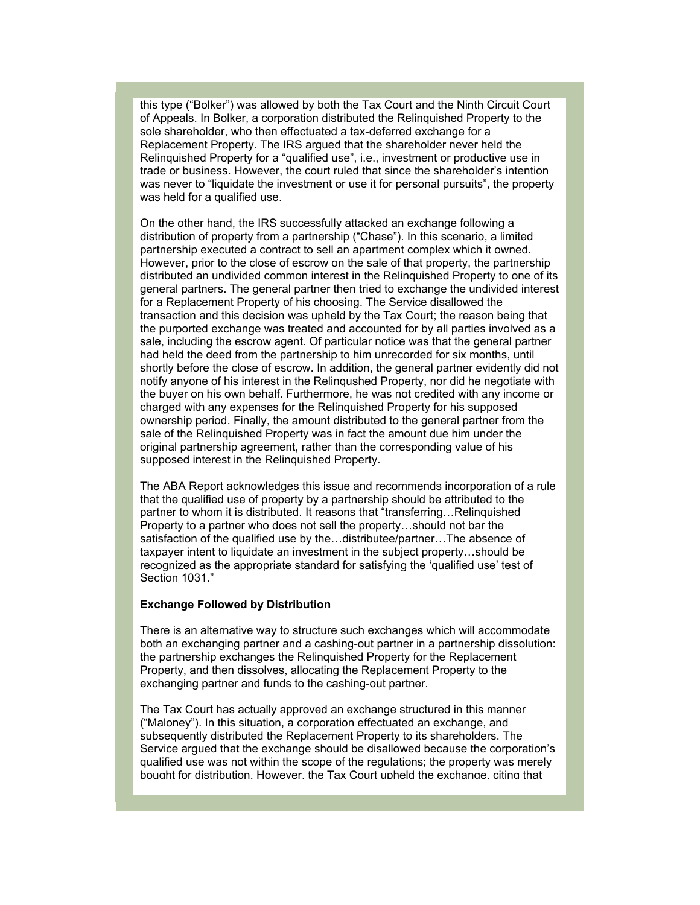this type ("Bolker") was allowed by both the Tax Court and the Ninth Circuit Court of Appeals. In Bolker, a corporation distributed the Relinquished Property to the sole shareholder, who then effectuated a tax-deferred exchange for a Replacement Property. The IRS argued that the shareholder never held the Relinquished Property for a "qualified use", i.e., investment or productive use in trade or business. However, the court ruled that since the shareholder's intention was never to "liquidate the investment or use it for personal pursuits", the property was held for a qualified use.

On the other hand, the IRS successfully attacked an exchange following a distribution of property from a partnership ("Chase"). In this scenario, a limited partnership executed a contract to sell an apartment complex which it owned. However, prior to the close of escrow on the sale of that property, the partnership distributed an undivided common interest in the Relinquished Property to one of its general partners. The general partner then tried to exchange the undivided interest for a Replacement Property of his choosing. The Service disallowed the transaction and this decision was upheld by the Tax Court; the reason being that the purported exchange was treated and accounted for by all parties involved as a sale, including the escrow agent. Of particular notice was that the general partner had held the deed from the partnership to him unrecorded for six months, until shortly before the close of escrow. In addition, the general partner evidently did not notify anyone of his interest in the Relinqushed Property, nor did he negotiate with the buyer on his own behalf. Furthermore, he was not credited with any income or charged with any expenses for the Relinquished Property for his supposed ownership period. Finally, the amount distributed to the general partner from the sale of the Relinquished Property was in fact the amount due him under the original partnership agreement, rather than the corresponding value of his supposed interest in the Relinquished Property.

The ABA Report acknowledges this issue and recommends incorporation of a rule that the qualified use of property by a partnership should be attributed to the partner to whom it is distributed. It reasons that "transferring…Relinquished Property to a partner who does not sell the property…should not bar the satisfaction of the qualified use by the…distributee/partner…The absence of taxpayer intent to liquidate an investment in the subject property…should be recognized as the appropriate standard for satisfying the 'qualified use' test of Section 1031."

**Exchange Followed by Distribution**

There is an alternative way to structure such exchanges which will accommodate both an exchanging partner and a cashing-out partner in a partnership dissolution: the partnership exchanges the Relinquished Property for the Replacement Property, and then dissolves, allocating the Replacement Property to the exchanging partner and funds to the cashing-out partner.

The Tax Court has actually approved an exchange structured in this manner ("Maloney"). In this situation, a corporation effectuated an exchange, and subsequently distributed the Replacement Property to its shareholders. The Service argued that the exchange should be disallowed because the corporation's qualified use was not within the scope of the regulations; the property was merely bought for distribution. However, the Tax Court upheld the exchange, citing that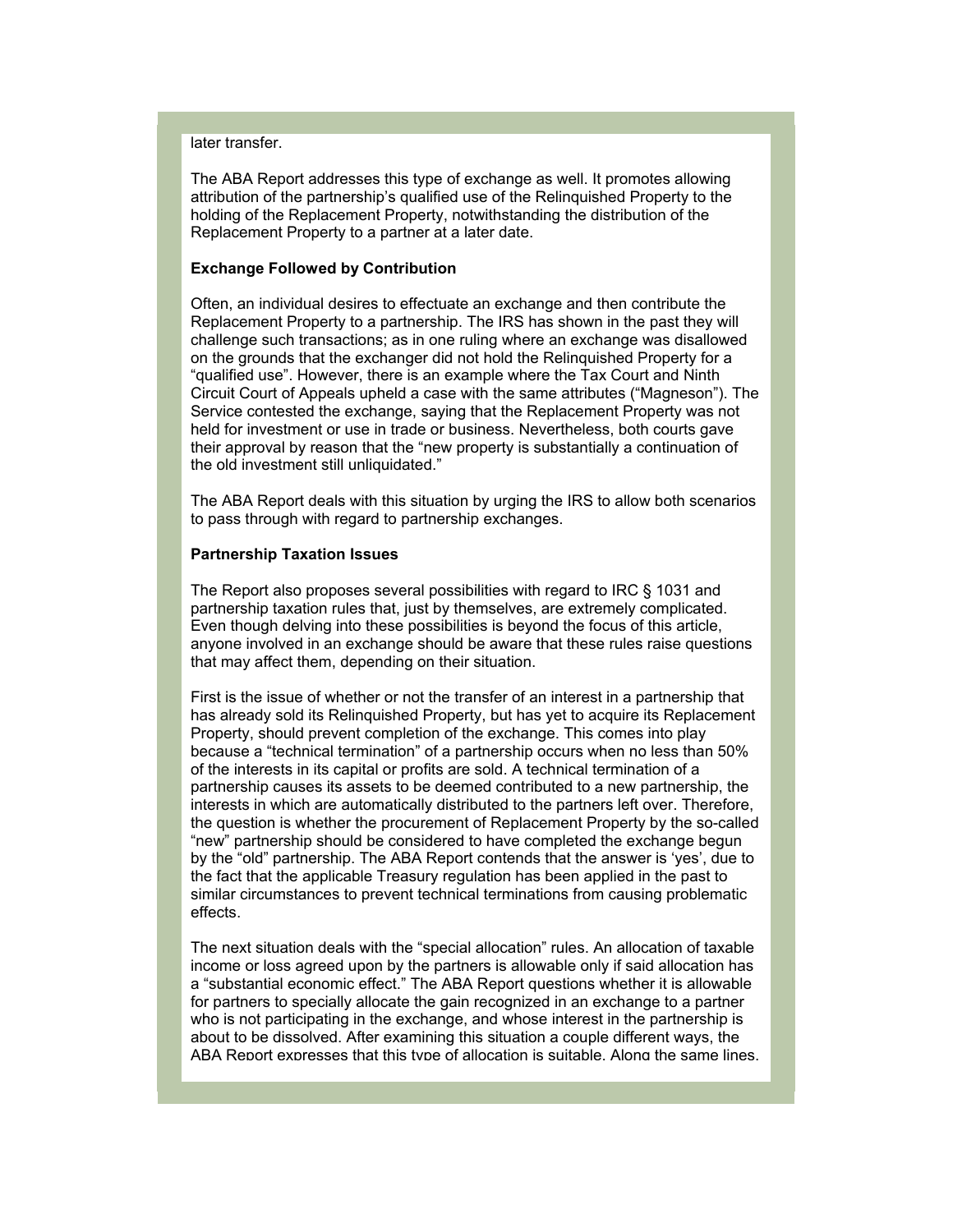later transfer.

The ABA Report addresses this type of exchange as well. It promotes allowing attribution of the partnership's qualified use of the Relinquished Property to the holding of the Replacement Property, notwithstanding the distribution of the Replacement Property to a partner at a later date.

**Exchange Followed by Contribution**

Often, an individual desires to effectuate an exchange and then contribute the Replacement Property to a partnership. The IRS has shown in the past they will challenge such transactions; as in one ruling where an exchange was disallowed on the grounds that the exchanger did not hold the Relinquished Property for a "qualified use". However, there is an example where the Tax Court and Ninth Circuit Court of Appeals upheld a case with the same attributes ("Magneson"). The Service contested the exchange, saying that the Replacement Property was not held for investment or use in trade or business. Nevertheless, both courts gave their approval by reason that the "new property is substantially a continuation of the old investment still unliquidated."

The ABA Report deals with this situation by urging the IRS to allow both scenarios to pass through with regard to partnership exchanges.

**Partnership Taxation Issues**

The Report also proposes several possibilities with regard to IRC § 1031 and partnership taxation rules that, just by themselves, are extremely complicated. Even though delving into these possibilities is beyond the focus of this article, anyone involved in an exchange should be aware that these rules raise questions that may affect them, depending on their situation.

First is the issue of whether or not the transfer of an interest in a partnership that has already sold its Relinquished Property, but has yet to acquire its Replacement Property, should prevent completion of the exchange. This comes into play because a "technical termination" of a partnership occurs when no less than 50% of the interests in its capital or profits are sold. A technical termination of a partnership causes its assets to be deemed contributed to a new partnership, the interests in which are automatically distributed to the partners left over. Therefore, the question is whether the procurement of Replacement Property by the so-called "new" partnership should be considered to have completed the exchange begun by the "old" partnership. The ABA Report contends that the answer is 'yes', due to the fact that the applicable Treasury regulation has been applied in the past to similar circumstances to prevent technical terminations from causing problematic effects.

The next situation deals with the "special allocation" rules. An allocation of taxable income or loss agreed upon by the partners is allowable only if said allocation has a "substantial economic effect." The ABA Report questions whether it is allowable for partners to specially allocate the gain recognized in an exchange to a partner who is not participating in the exchange, and whose interest in the partnership is about to be dissolved. After examining this situation a couple different ways, the ABA Report expresses that this type of allocation is suitable. Along the same lines,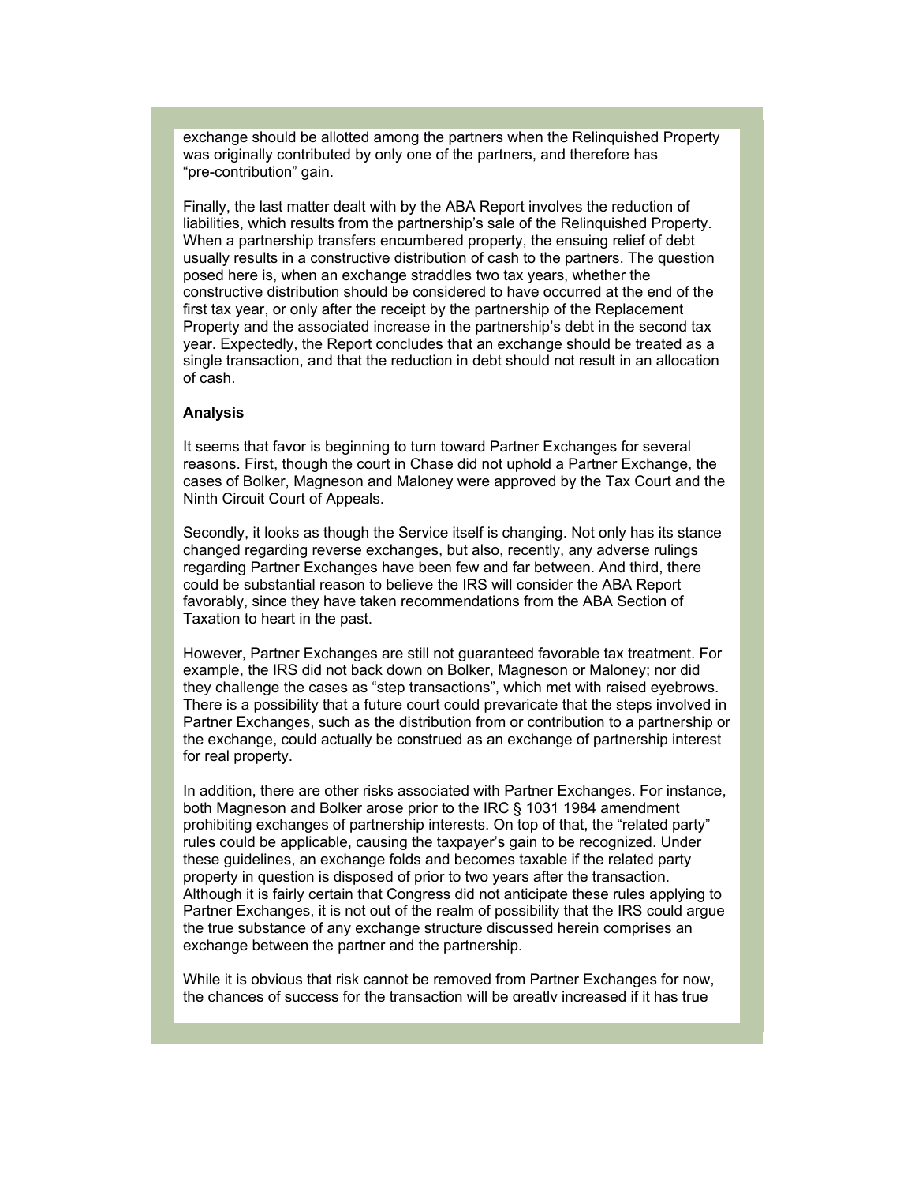exchange should be allotted among the partners when the Relinquished Property was originally contributed by only one of the partners, and therefore has "pre-contribution" gain.

Finally, the last matter dealt with by the ABA Report involves the reduction of liabilities, which results from the partnership's sale of the Relinquished Property. When a partnership transfers encumbered property, the ensuing relief of debt usually results in a constructive distribution of cash to the partners. The question posed here is, when an exchange straddles two tax years, whether the constructive distribution should be considered to have occurred at the end of the first tax year, or only after the receipt by the partnership of the Replacement Property and the associated increase in the partnership's debt in the second tax year. Expectedly, the Report concludes that an exchange should be treated as a single transaction, and that the reduction in debt should not result in an allocation of cash.

**Analysis**

It seems that favor is beginning to turn toward Partner Exchanges for several reasons. First, though the court in Chase did not uphold a Partner Exchange, the cases of Bolker, Magneson and Maloney were approved by the Tax Court and the Ninth Circuit Court of Appeals.

Secondly, it looks as though the Service itself is changing. Not only has its stance changed regarding reverse exchanges, but also, recently, any adverse rulings regarding Partner Exchanges have been few and far between. And third, there could be substantial reason to believe the IRS will consider the ABA Report favorably, since they have taken recommendations from the ABA Section of Taxation to heart in the past.

However, Partner Exchanges are still not guaranteed favorable tax treatment. For example, the IRS did not back down on Bolker, Magneson or Maloney; nor did they challenge the cases as "step transactions", which met with raised eyebrows. There is a possibility that a future court could prevaricate that the steps involved in Partner Exchanges, such as the distribution from or contribution to a partnership or the exchange, could actually be construed as an exchange of partnership interest for real property.

In addition, there are other risks associated with Partner Exchanges. For instance, both Magneson and Bolker arose prior to the IRC § 1031 1984 amendment prohibiting exchanges of partnership interests. On top of that, the "related party" rules could be applicable, causing the taxpayer's gain to be recognized. Under these guidelines, an exchange folds and becomes taxable if the related party property in question is disposed of prior to two years after the transaction. Although it is fairly certain that Congress did not anticipate these rules applying to Partner Exchanges, it is not out of the realm of possibility that the IRS could argue the true substance of any exchange structure discussed herein comprises an exchange between the partner and the partnership.

While it is obvious that risk cannot be removed from Partner Exchanges for now, the chances of success for the transaction will be greatly increased if it has true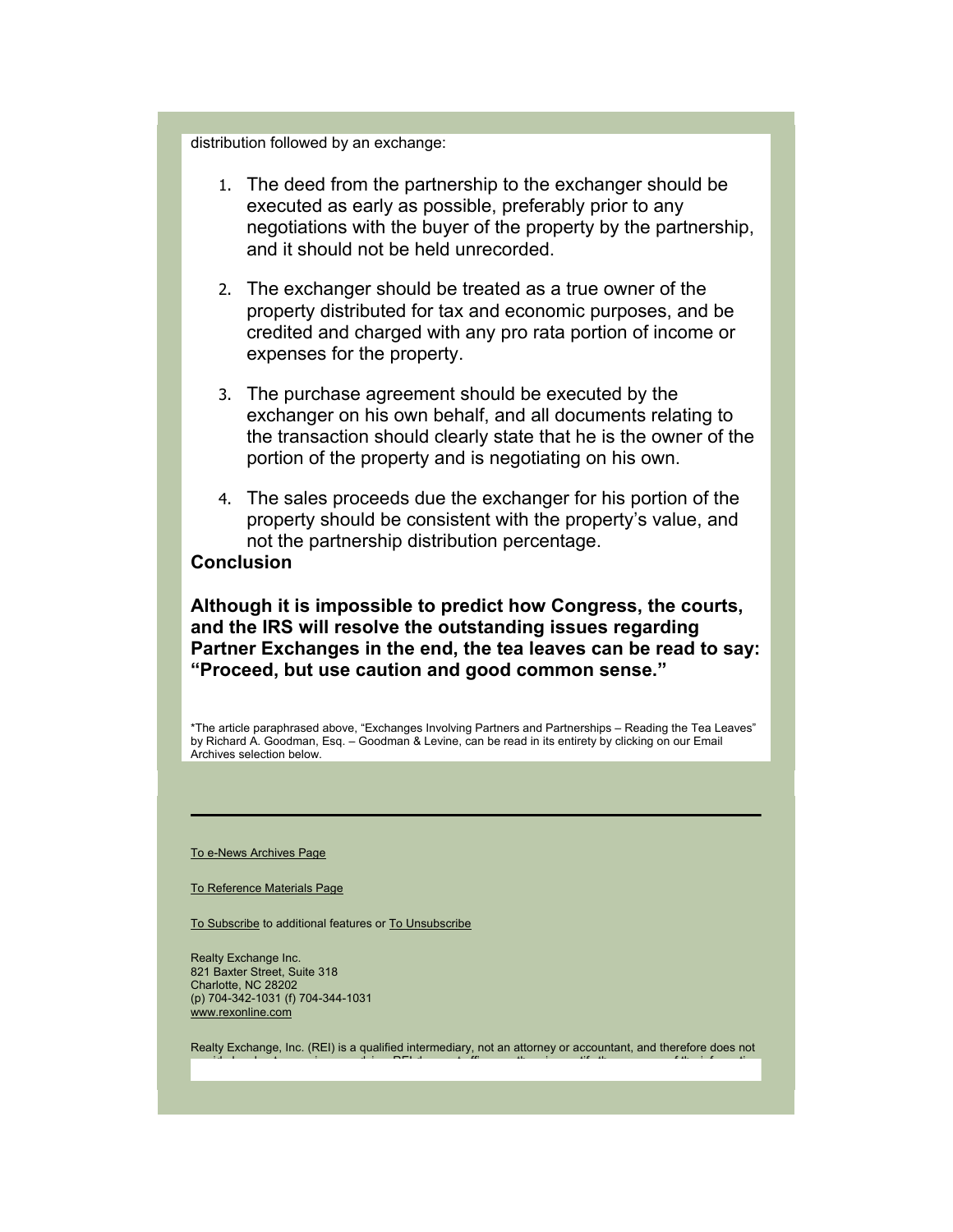distribution followed by an exchange:

1. The deed from the partnership to the exchanger should be executed as early as possible, preferably prior to any negotiations with the buyer of the property by the partnership, and it should not be held unrecorded.

2. The exchanger should be treated as a true owner of the property distributed for tax and economic purposes, and be credited and charged with any pro rata portion of income or expenses for the property.

3. The purchase agreement should be executed by the exchanger on his own behalf, and all documents relating to the transaction should clearly state that he is the owner of the portion of the property and is negotiating on his own.

4. The sales proceeds due the exchanger for his portion of the property should be consistent with the property's value, and not the partnership distribution percentage.

**Conclusion**

**Although it is impossible to predict how Congress, the courts, and the IRS will resolve the outstanding issues regarding Partner Exchanges in the end, the tea leaves can be read to say: "Proceed, but use caution and good common sense."**

*The article paraphrased above, "Exchanges Involving Partners and Partnerships – Reading the Tea Leaves" by Richard A. Goodman, Esq. – Goodman & Levine, can be read in its entirety by clicking on our Email Archives selection below.

---

To e-News Archives Page

To Reference Materials Page

To Subscribe to additional features or To Unsubscribe

Realty Exchange Inc.
821 Baxter Street, Suite 318
Charlotte, NC 28202
(p) 704-342-1031 (f) 704-344-1031
www.rexonline.com

Realty Exchange, Inc. (REI) is a qualified intermediary, not an attorney or accountant, and therefore does not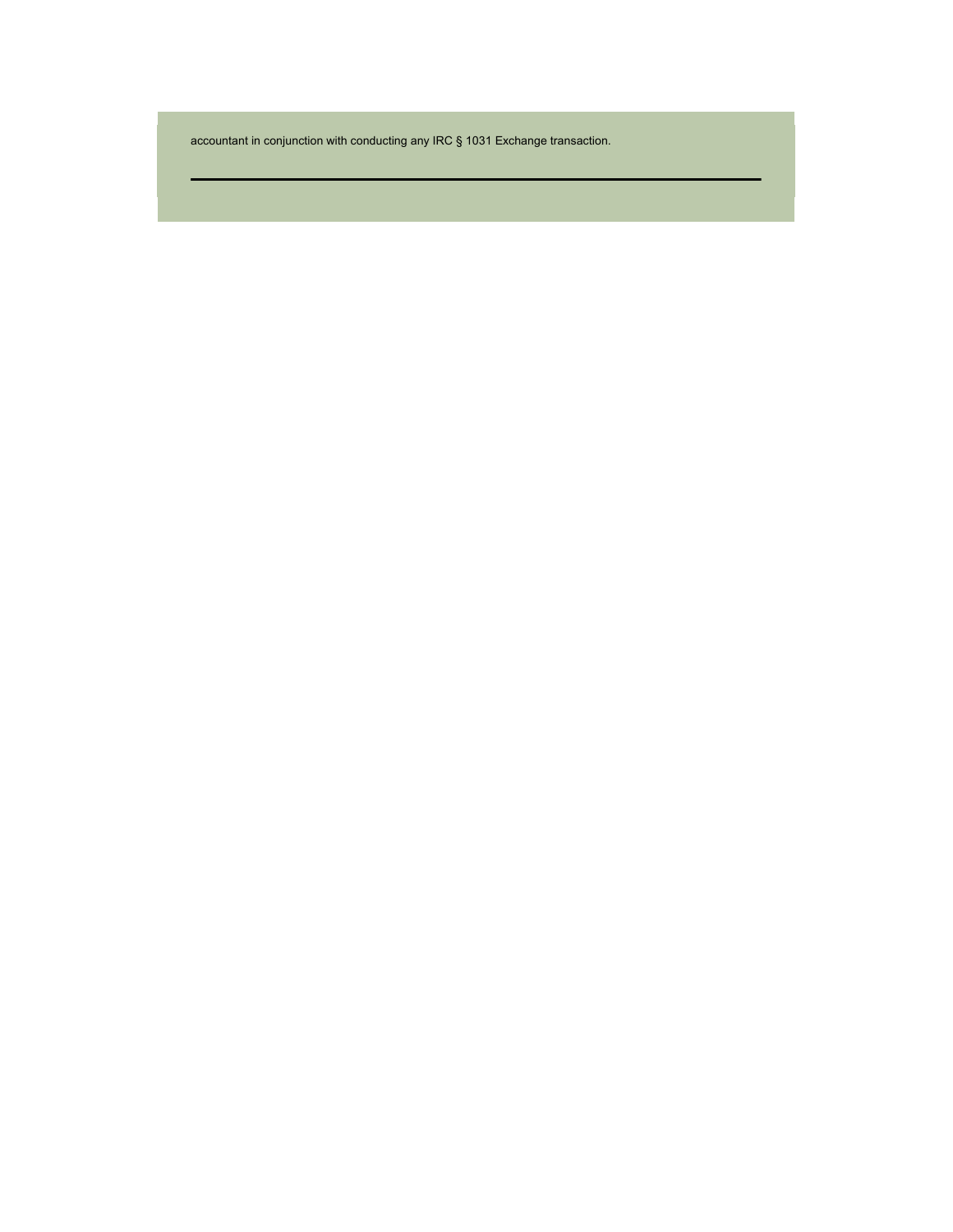accountant in conjunction with conducting any IRC § 1031 Exchange transaction.

---